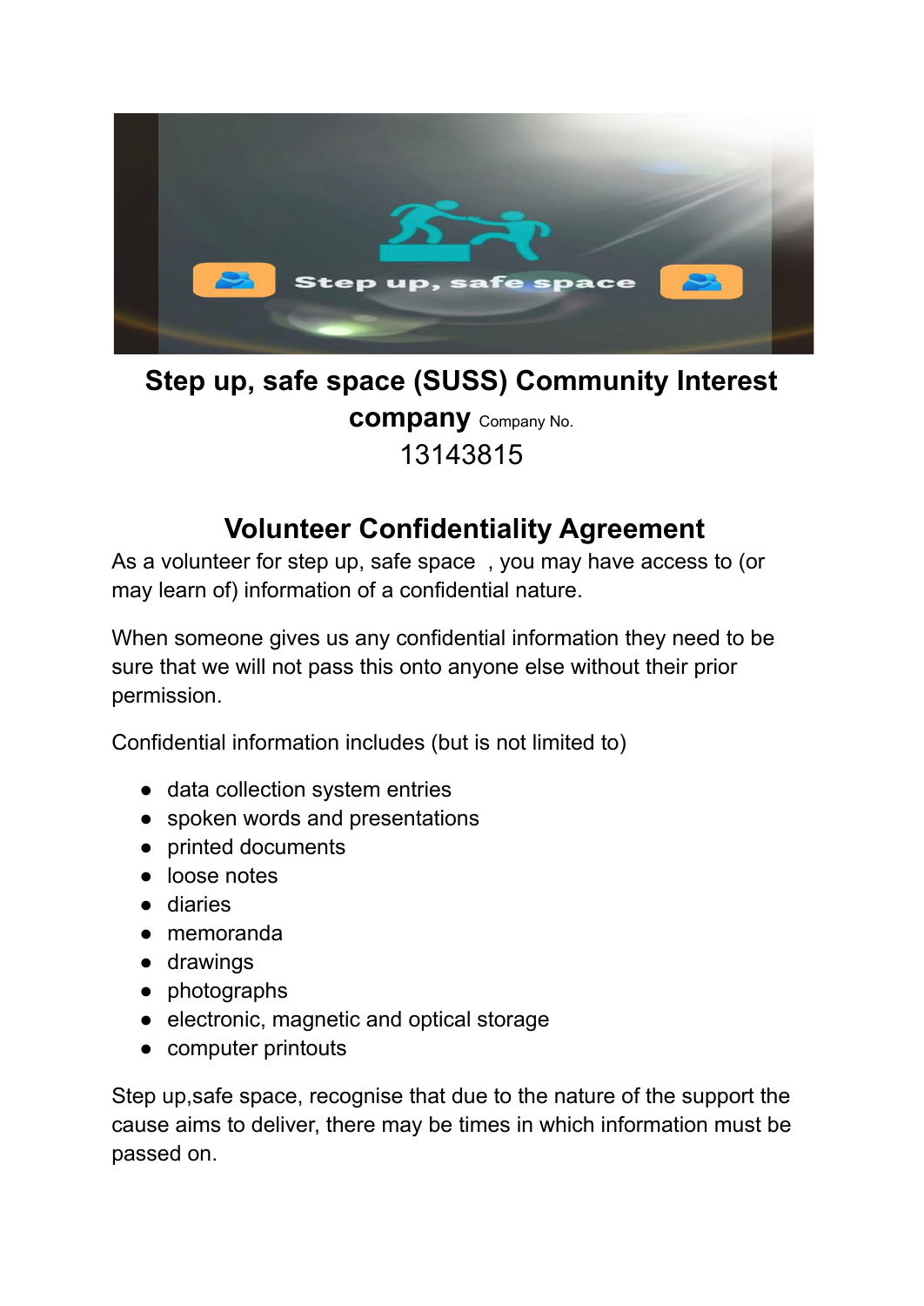**Step up, safe space (SUSS) Community Interest company** Company No. 13143815

## Volunteer Confidentiality Agreement

As a volunteer for step up, safe space , you may have access to (or may learn of) information of a confidential nature.

When someone gives us any confidential information they need to be sure that we will not pass this onto anyone else without their prior permission.

Confidential information includes (but is not limited to)

- data collection system entries
- spoken words and presentations
- printed documents
- loose notes
- diaries
- memoranda
- drawings
- photographs
- electronic, magnetic and optical storage
- computer printouts

Step up,safe space, recognise that due to the nature of the support the cause aims to deliver, there may be times in which information must be passed on.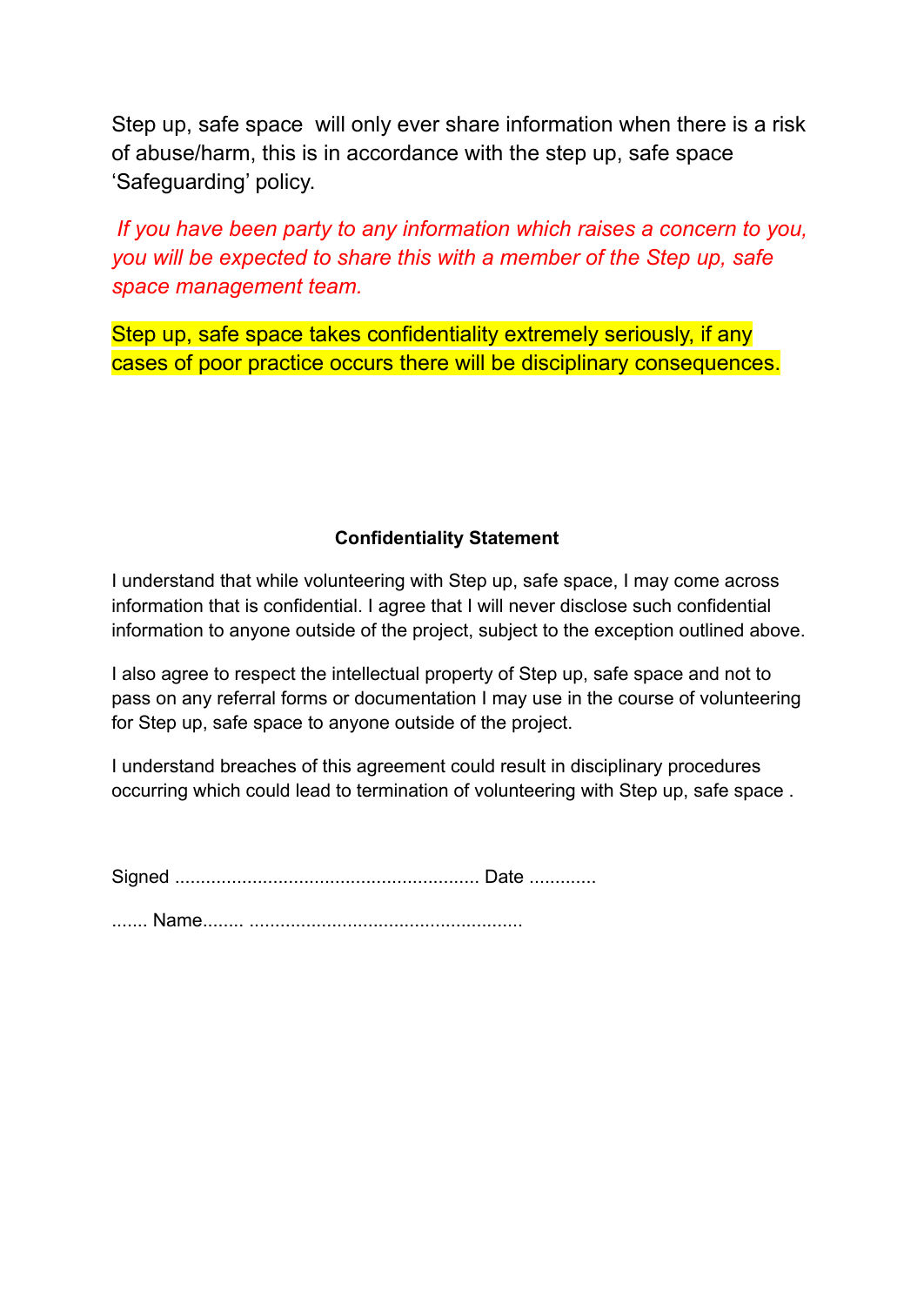Step up, safe space will only ever share information when there is a risk of abuse/harm, this is in accordance with the step up, safe space 'Safeguarding' policy.

*If you have been party to any information which raises a concern to you, you will be expected to share this with a member of the Step up, safe space management team.*

Step up, safe space takes confidentiality extremely seriously, if any cases of poor practice occurs there will be disciplinary consequences.

**Confidentiality Statement**

I understand that while volunteering with Step up, safe space, I may come across information that is confidential. I agree that I will never disclose such confidential information to anyone outside of the project, subject to the exception outlined above.

I also agree to respect the intellectual property of Step up, safe space and not to pass on any referral forms or documentation I may use in the course of volunteering for Step up, safe space to anyone outside of the project.

I understand breaches of this agreement could result in disciplinary procedures occurring which could lead to termination of volunteering with Step up, safe space .

Signed .......................................................... Date .............

....... Name........ ....................................................